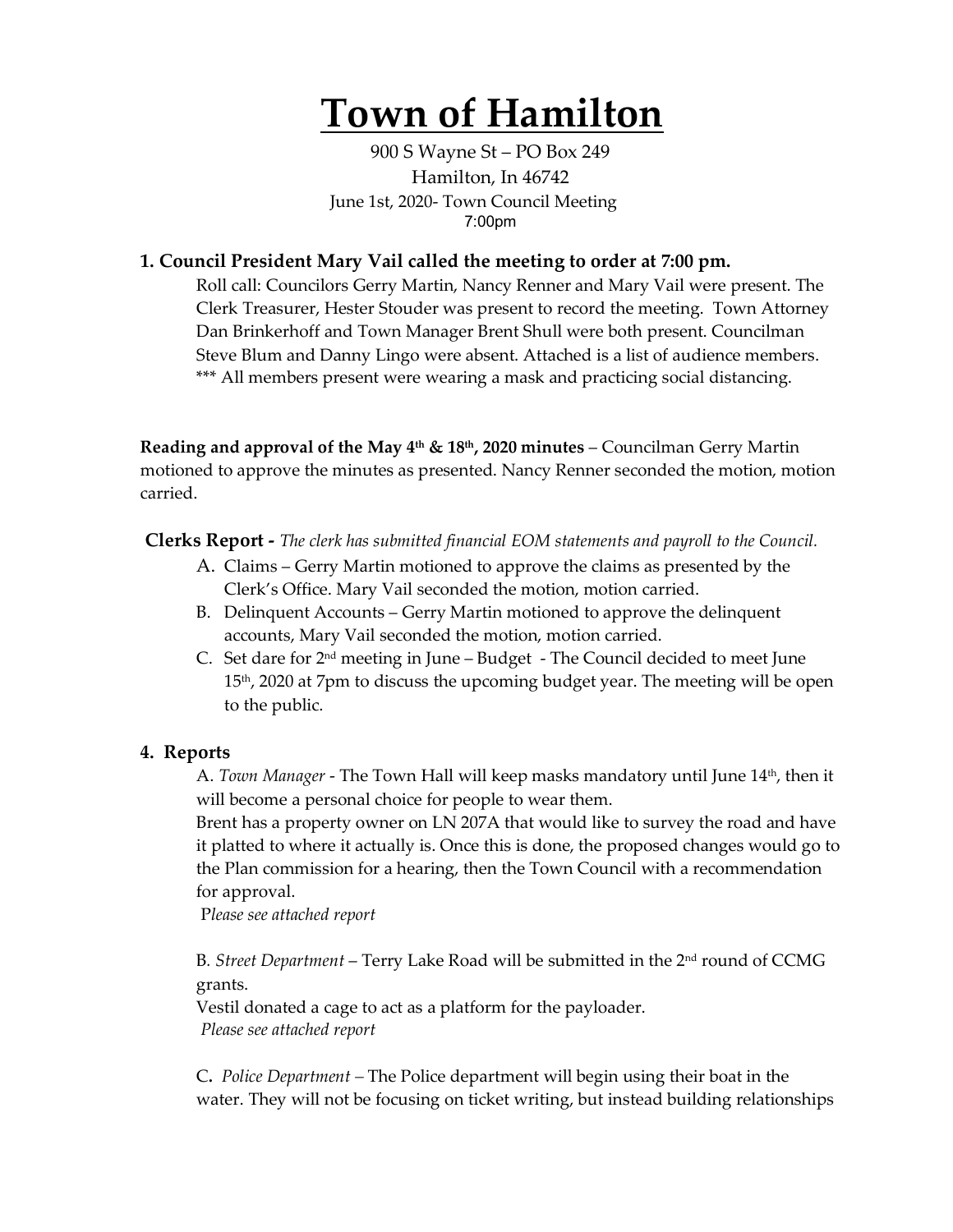# Town of Hamilton

900 S Wayne St – PO Box 249
Hamilton, In 46742
June 1st, 2020- Town Council Meeting
7:00pm

**1. Council President Mary Vail called the meeting to order at 7:00 pm.**

Roll call: Councilors Gerry Martin, Nancy Renner and Mary Vail were present. The Clerk Treasurer, Hester Stouder was present to record the meeting. Town Attorney Dan Brinkerhoff and Town Manager Brent Shull were both present. Councilman Steve Blum and Danny Lingo were absent. Attached is a list of audience members.
*** All members present were wearing a mask and practicing social distancing.

**Reading and approval of the May 4th & 18th, 2020 minutes** – Councilman Gerry Martin motioned to approve the minutes as presented. Nancy Renner seconded the motion, motion carried.

**Clerks Report -** *The clerk has submitted financial EOM statements and payroll to the Council.*

A. Claims – Gerry Martin motioned to approve the claims as presented by the Clerk's Office. Mary Vail seconded the motion, motion carried.
B. Delinquent Accounts – Gerry Martin motioned to approve the delinquent accounts, Mary Vail seconded the motion, motion carried.
C. Set dare for 2nd meeting in June – Budget - The Council decided to meet June 15th, 2020 at 7pm to discuss the upcoming budget year. The meeting will be open to the public.

**4. Reports**

A. *Town Manager* - The Town Hall will keep masks mandatory until June 14th, then it will become a personal choice for people to wear them.
Brent has a property owner on LN 207A that would like to survey the road and have it platted to where it actually is. Once this is done, the proposed changes would go to the Plan commission for a hearing, then the Town Council with a recommendation for approval.
*Please see attached report*

B. *Street Department* – Terry Lake Road will be submitted in the 2nd round of CCMG grants.
Vestil donated a cage to act as a platform for the payloader.
*Please see attached report*

C. *Police Department* – The Police department will begin using their boat in the water. They will not be focusing on ticket writing, but instead building relationships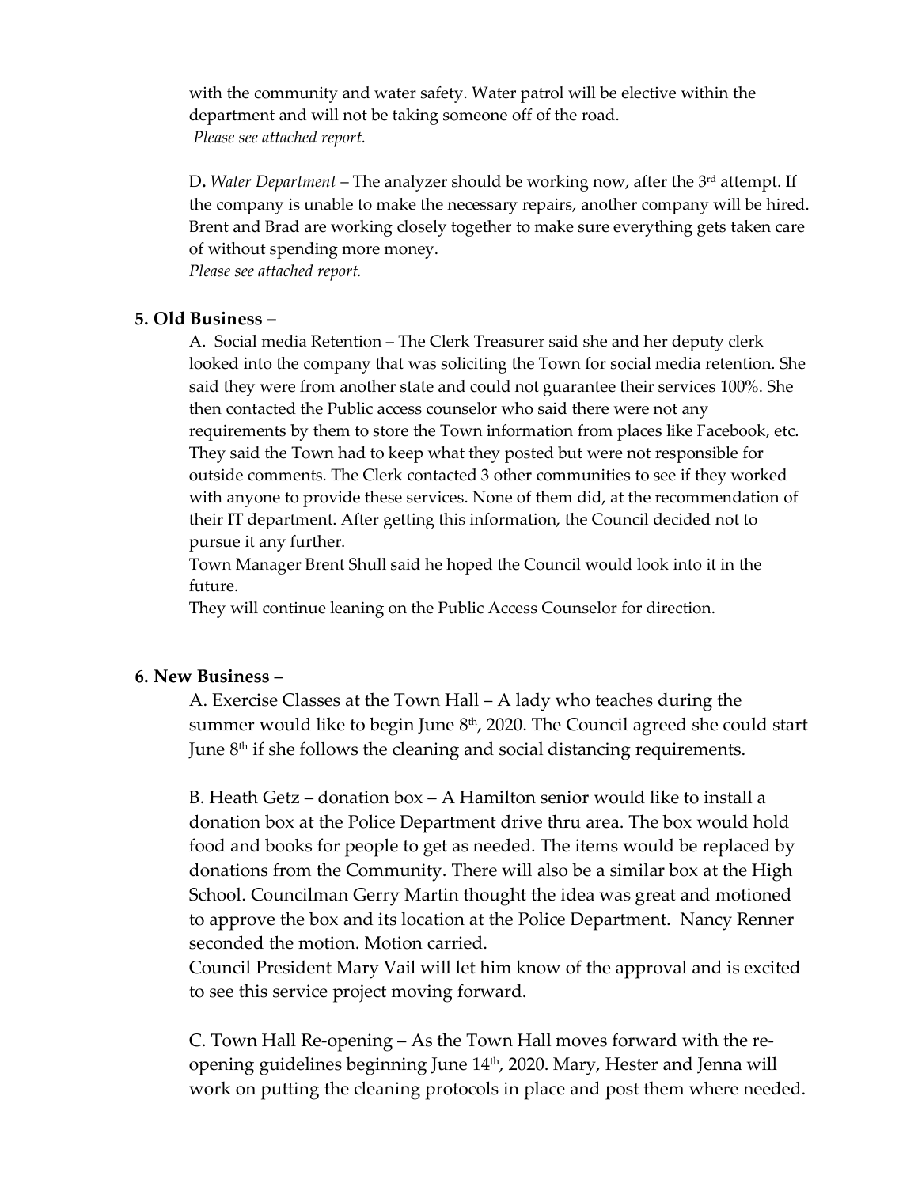with the community and water safety. Water patrol will be elective within the department and will not be taking someone off of the road.
*Please see attached report.*

D. *Water Department* – The analyzer should be working now, after the 3rd attempt. If the company is unable to make the necessary repairs, another company will be hired. Brent and Brad are working closely together to make sure everything gets taken care of without spending more money.
*Please see attached report.*

**5. Old Business –**

A. Social media Retention – The Clerk Treasurer said she and her deputy clerk looked into the company that was soliciting the Town for social media retention. She said they were from another state and could not guarantee their services 100%. She then contacted the Public access counselor who said there were not any requirements by them to store the Town information from places like Facebook, etc. They said the Town had to keep what they posted but were not responsible for outside comments. The Clerk contacted 3 other communities to see if they worked with anyone to provide these services. None of them did, at the recommendation of their IT department. After getting this information, the Council decided not to pursue it any further.
Town Manager Brent Shull said he hoped the Council would look into it in the future.
They will continue leaning on the Public Access Counselor for direction.

**6. New Business –**

A. Exercise Classes at the Town Hall – A lady who teaches during the summer would like to begin June 8th, 2020. The Council agreed she could start June 8th if she follows the cleaning and social distancing requirements.

B. Heath Getz – donation box – A Hamilton senior would like to install a donation box at the Police Department drive thru area. The box would hold food and books for people to get as needed. The items would be replaced by donations from the Community. There will also be a similar box at the High School. Councilman Gerry Martin thought the idea was great and motioned to approve the box and its location at the Police Department. Nancy Renner seconded the motion. Motion carried.
Council President Mary Vail will let him know of the approval and is excited to see this service project moving forward.

C. Town Hall Re-opening – As the Town Hall moves forward with the re-opening guidelines beginning June 14th, 2020. Mary, Hester and Jenna will work on putting the cleaning protocols in place and post them where needed.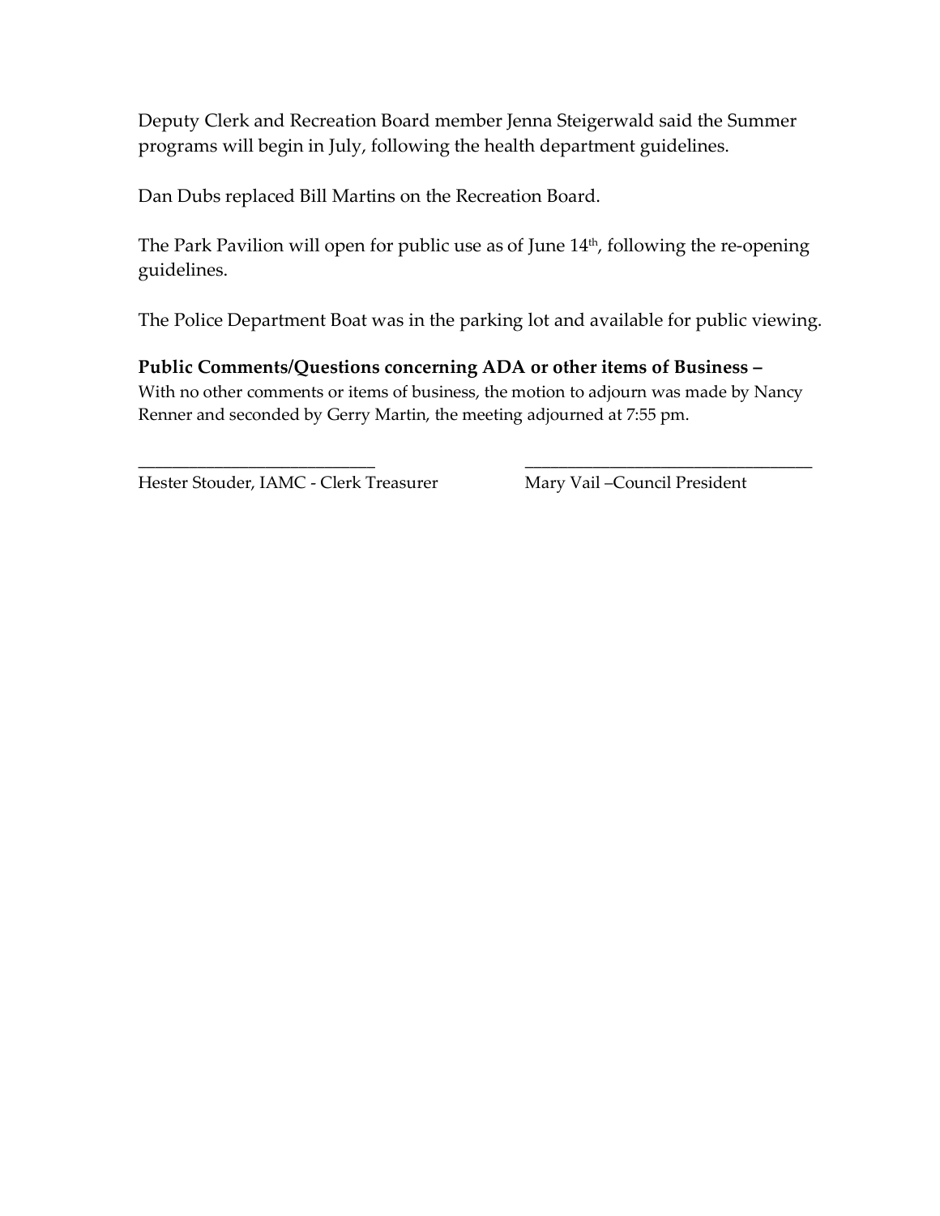Deputy Clerk and Recreation Board member Jenna Steigerwald said the Summer programs will begin in July, following the health department guidelines.

Dan Dubs replaced Bill Martins on the Recreation Board.

The Park Pavilion will open for public use as of June 14th, following the re-opening guidelines.

The Police Department Boat was in the parking lot and available for public viewing.

**Public Comments/Questions concerning ADA or other items of Business –**

With no other comments or items of business, the motion to adjourn was made by Nancy Renner and seconded by Gerry Martin, the meeting adjourned at 7:55 pm.

| | |
|---|---|
| ___________________________ | _________________________________ |
| Hester Stouder, IAMC - Clerk Treasurer | Mary Vail –Council President |